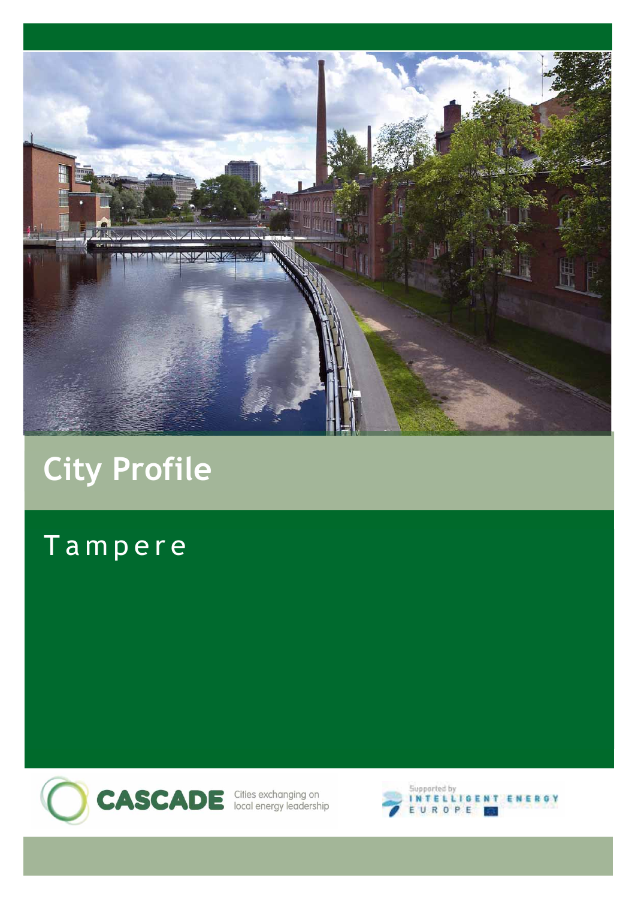# City Profile

## Tampere

CASCADE Cities exchanging on local energy leadership

Supported by INTELLIGENT ENERGY EUROPE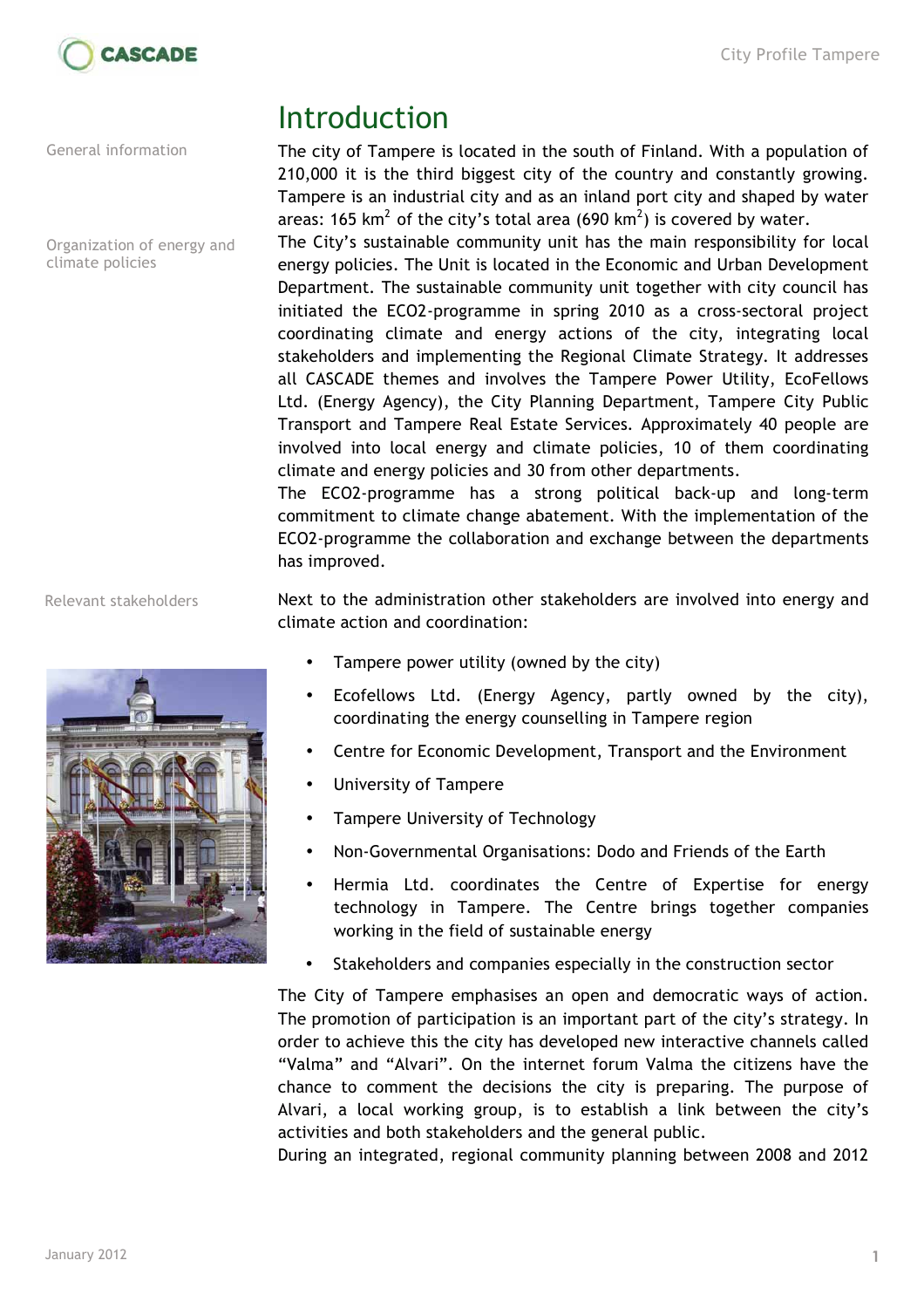# Introduction

General information

The city of Tampere is located in the south of Finland. With a population of 210,000 it is the third biggest city of the country and constantly growing. Tampere is an industrial city and as an inland port city and shaped by water areas: 165 km$^2$ of the city's total area (690 km$^2$) is covered by water.

Organization of energy and climate policies

The City's sustainable community unit has the main responsibility for local energy policies. The Unit is located in the Economic and Urban Development Department. The sustainable community unit together with city council has initiated the ECO2-programme in spring 2010 as a cross-sectoral project coordinating climate and energy actions of the city, integrating local stakeholders and implementing the Regional Climate Strategy. It addresses all CASCADE themes and involves the Tampere Power Utility, EcoFellows Ltd. (Energy Agency), the City Planning Department, Tampere City Public Transport and Tampere Real Estate Services. Approximately 40 people are involved into local energy and climate policies, 10 of them coordinating climate and energy policies and 30 from other departments.

The ECO2-programme has a strong political back-up and long-term commitment to climate change abatement. With the implementation of the ECO2-programme the collaboration and exchange between the departments has improved.

Relevant stakeholders

Next to the administration other stakeholders are involved into energy and climate action and coordination:

- Tampere power utility (owned by the city)
- Ecofellows Ltd. (Energy Agency, partly owned by the city), coordinating the energy counselling in Tampere region
- Centre for Economic Development, Transport and the Environment
- University of Tampere
- Tampere University of Technology
- Non-Governmental Organisations: Dodo and Friends of the Earth
- Hermia Ltd. coordinates the Centre of Expertise for energy technology in Tampere. The Centre brings together companies working in the field of sustainable energy
- Stakeholders and companies especially in the construction sector

The City of Tampere emphasises an open and democratic ways of action. The promotion of participation is an important part of the city's strategy. In order to achieve this the city has developed new interactive channels called "Valma" and "Alvari". On the internet forum Valma the citizens have the chance to comment the decisions the city is preparing. The purpose of Alvari, a local working group, is to establish a link between the city's activities and both stakeholders and the general public.

During an integrated, regional community planning between 2008 and 2012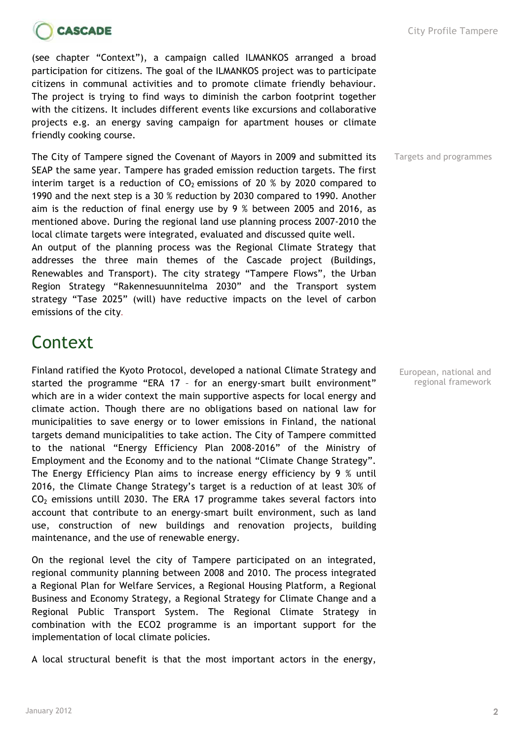(see chapter "Context"), a campaign called ILMANKOS arranged a broad participation for citizens. The goal of the ILMANKOS project was to participate citizens in communal activities and to promote climate friendly behaviour. The project is trying to find ways to diminish the carbon footprint together with the citizens. It includes different events like excursions and collaborative projects e.g. an energy saving campaign for apartment houses or climate friendly cooking course.

Targets and programmes

The City of Tampere signed the Covenant of Mayors in 2009 and submitted its SEAP the same year. Tampere has graded emission reduction targets. The first interim target is a reduction of $CO_2$ emissions of 20 % by 2020 compared to 1990 and the next step is a 30 % reduction by 2030 compared to 1990. Another aim is the reduction of final energy use by 9 % between 2005 and 2016, as mentioned above. During the regional land use planning process 2007-2010 the local climate targets were integrated, evaluated and discussed quite well.
An output of the planning process was the Regional Climate Strategy that addresses the three main themes of the Cascade project (Buildings, Renewables and Transport). The city strategy "Tampere Flows", the Urban Region Strategy "Rakennesuunnitelma 2030" and the Transport system strategy "Tase 2025" (will) have reductive impacts on the level of carbon emissions of the city.

# Context

European, national and regional framework

Finland ratified the Kyoto Protocol, developed a national Climate Strategy and started the programme "ERA 17 – for an energy-smart built environment" which are in a wider context the main supportive aspects for local energy and climate action. Though there are no obligations based on national law for municipalities to save energy or to lower emissions in Finland, the national targets demand municipalities to take action. The City of Tampere committed to the national "Energy Efficiency Plan 2008-2016" of the Ministry of Employment and the Economy and to the national "Climate Change Strategy". The Energy Efficiency Plan aims to increase energy efficiency by 9 % until 2016, the Climate Change Strategy's target is a reduction of at least 30% of $CO_2$ emissions untill 2030. The ERA 17 programme takes several factors into account that contribute to an energy-smart built environment, such as land use, construction of new buildings and renovation projects, building maintenance, and the use of renewable energy.

On the regional level the city of Tampere participated on an integrated, regional community planning between 2008 and 2010. The process integrated a Regional Plan for Welfare Services, a Regional Housing Platform, a Regional Business and Economy Strategy, a Regional Strategy for Climate Change and a Regional Public Transport System. The Regional Climate Strategy in combination with the ECO2 programme is an important support for the implementation of local climate policies.

A local structural benefit is that the most important actors in the energy,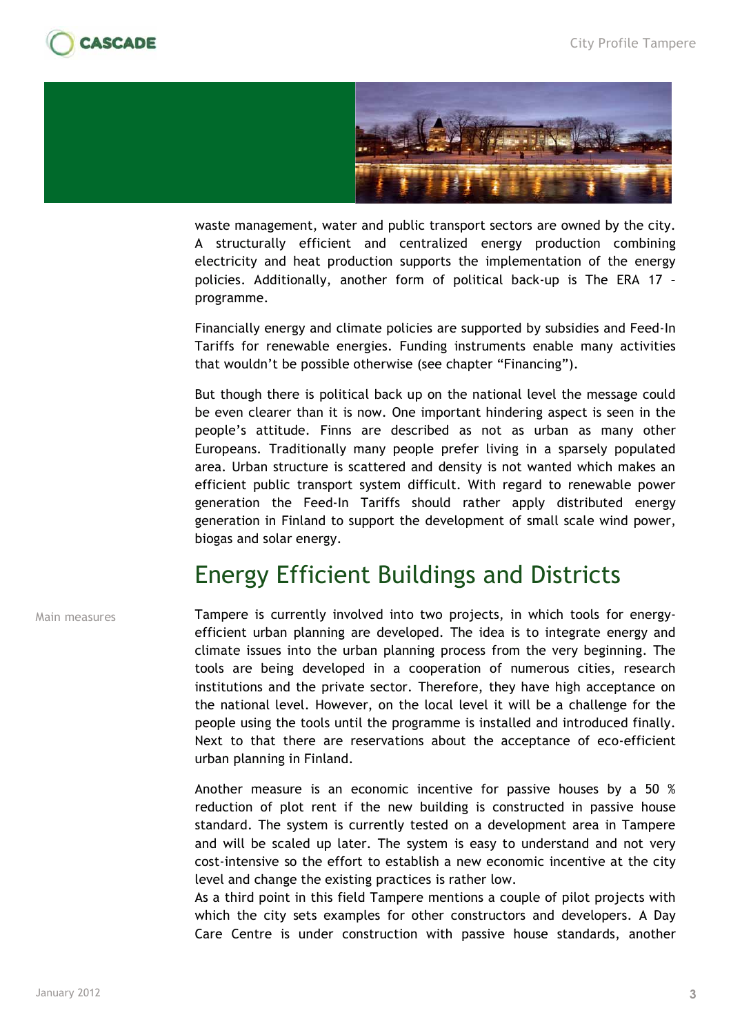waste management, water and public transport sectors are owned by the city. A structurally efficient and centralized energy production combining electricity and heat production supports the implementation of the energy policies. Additionally, another form of political back-up is The ERA 17 – programme.

Financially energy and climate policies are supported by subsidies and Feed-In Tariffs for renewable energies. Funding instruments enable many activities that wouldn't be possible otherwise (see chapter "Financing").

But though there is political back up on the national level the message could be even clearer than it is now. One important hindering aspect is seen in the people's attitude. Finns are described as not as urban as many other Europeans. Traditionally many people prefer living in a sparsely populated area. Urban structure is scattered and density is not wanted which makes an efficient public transport system difficult. With regard to renewable power generation the Feed-In Tariffs should rather apply distributed energy generation in Finland to support the development of small scale wind power, biogas and solar energy.

## Energy Efficient Buildings and Districts

Main measures

Tampere is currently involved into two projects, in which tools for energy-efficient urban planning are developed. The idea is to integrate energy and climate issues into the urban planning process from the very beginning. The tools are being developed in a cooperation of numerous cities, research institutions and the private sector. Therefore, they have high acceptance on the national level. However, on the local level it will be a challenge for the people using the tools until the programme is installed and introduced finally. Next to that there are reservations about the acceptance of eco-efficient urban planning in Finland.

Another measure is an economic incentive for passive houses by a 50 % reduction of plot rent if the new building is constructed in passive house standard. The system is currently tested on a development area in Tampere and will be scaled up later. The system is easy to understand and not very cost-intensive so the effort to establish a new economic incentive at the city level and change the existing practices is rather low.
As a third point in this field Tampere mentions a couple of pilot projects with which the city sets examples for other constructors and developers. A Day Care Centre is under construction with passive house standards, another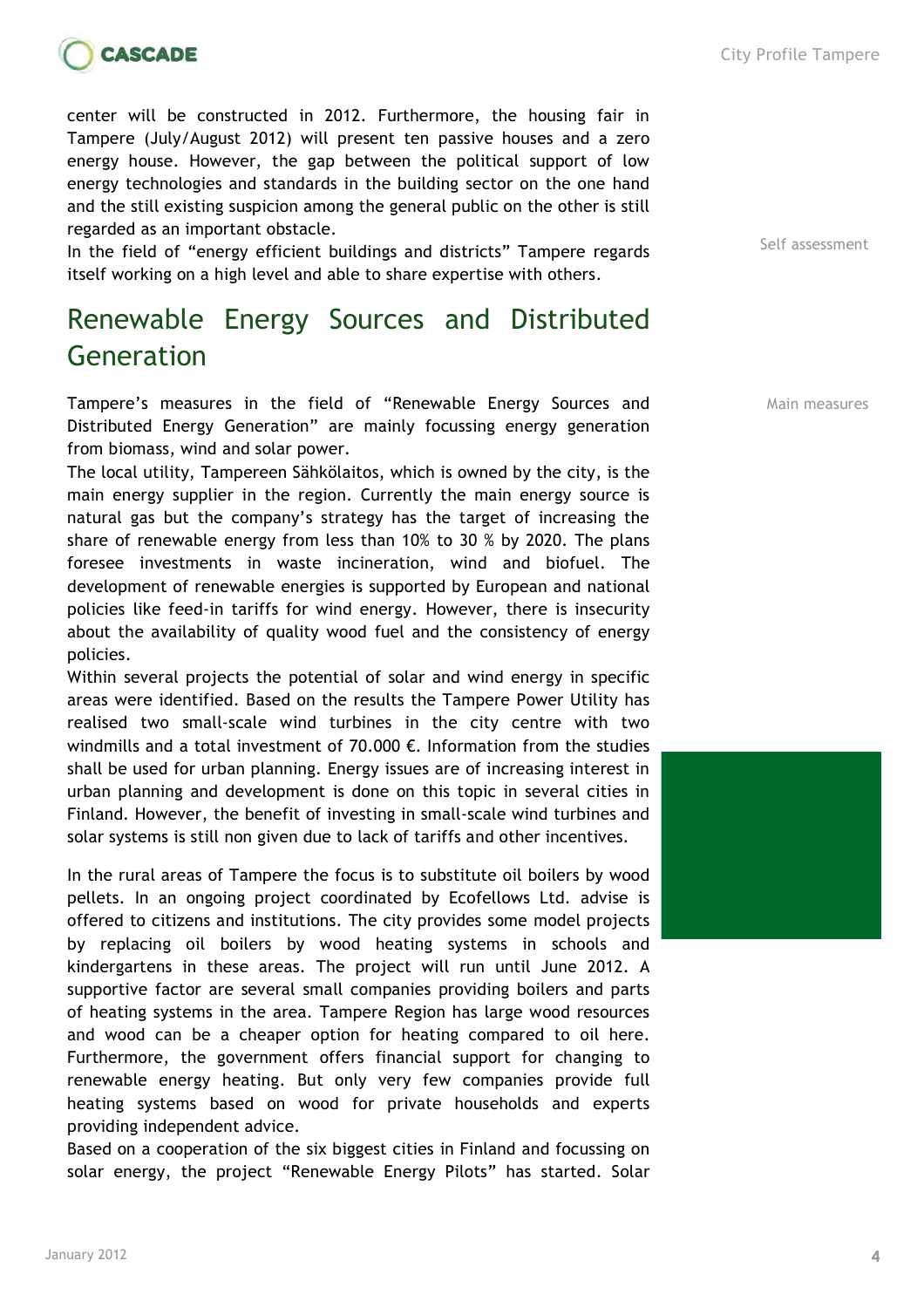center will be constructed in 2012. Furthermore, the housing fair in Tampere (July/August 2012) will present ten passive houses and a zero energy house. However, the gap between the political support of low energy technologies and standards in the building sector on the one hand and the still existing suspicion among the general public on the other is still regarded as an important obstacle.

Self assessment

In the field of “energy efficient buildings and districts” Tampere regards itself working on a high level and able to share expertise with others.

## Renewable Energy Sources and Distributed Generation

Main measures

Tampere’s measures in the field of “Renewable Energy Sources and Distributed Energy Generation” are mainly focussing energy generation from biomass, wind and solar power.

The local utility, Tampereen Sähkölaitos, which is owned by the city, is the main energy supplier in the region. Currently the main energy source is natural gas but the company’s strategy has the target of increasing the share of renewable energy from less than 10% to 30 % by 2020. The plans foresee investments in waste incineration, wind and biofuel. The development of renewable energies is supported by European and national policies like feed-in tariffs for wind energy. However, there is insecurity about the availability of quality wood fuel and the consistency of energy policies.

Within several projects the potential of solar and wind energy in specific areas were identified. Based on the results the Tampere Power Utility has realised two small-scale wind turbines in the city centre with two windmills and a total investment of 70.000 €. Information from the studies shall be used for urban planning. Energy issues are of increasing interest in urban planning and development is done on this topic in several cities in Finland. However, the benefit of investing in small-scale wind turbines and solar systems is still non given due to lack of tariffs and other incentives.

In the rural areas of Tampere the focus is to substitute oil boilers by wood pellets. In an ongoing project coordinated by Ecofellows Ltd. advise is offered to citizens and institutions. The city provides some model projects by replacing oil boilers by wood heating systems in schools and kindergartens in these areas. The project will run until June 2012. A supportive factor are several small companies providing boilers and parts of heating systems in the area. Tampere Region has large wood resources and wood can be a cheaper option for heating compared to oil here. Furthermore, the government offers financial support for changing to renewable energy heating. But only very few companies provide full heating systems based on wood for private households and experts providing independent advice.

Based on a cooperation of the six biggest cities in Finland and focussing on solar energy, the project “Renewable Energy Pilots” has started. Solar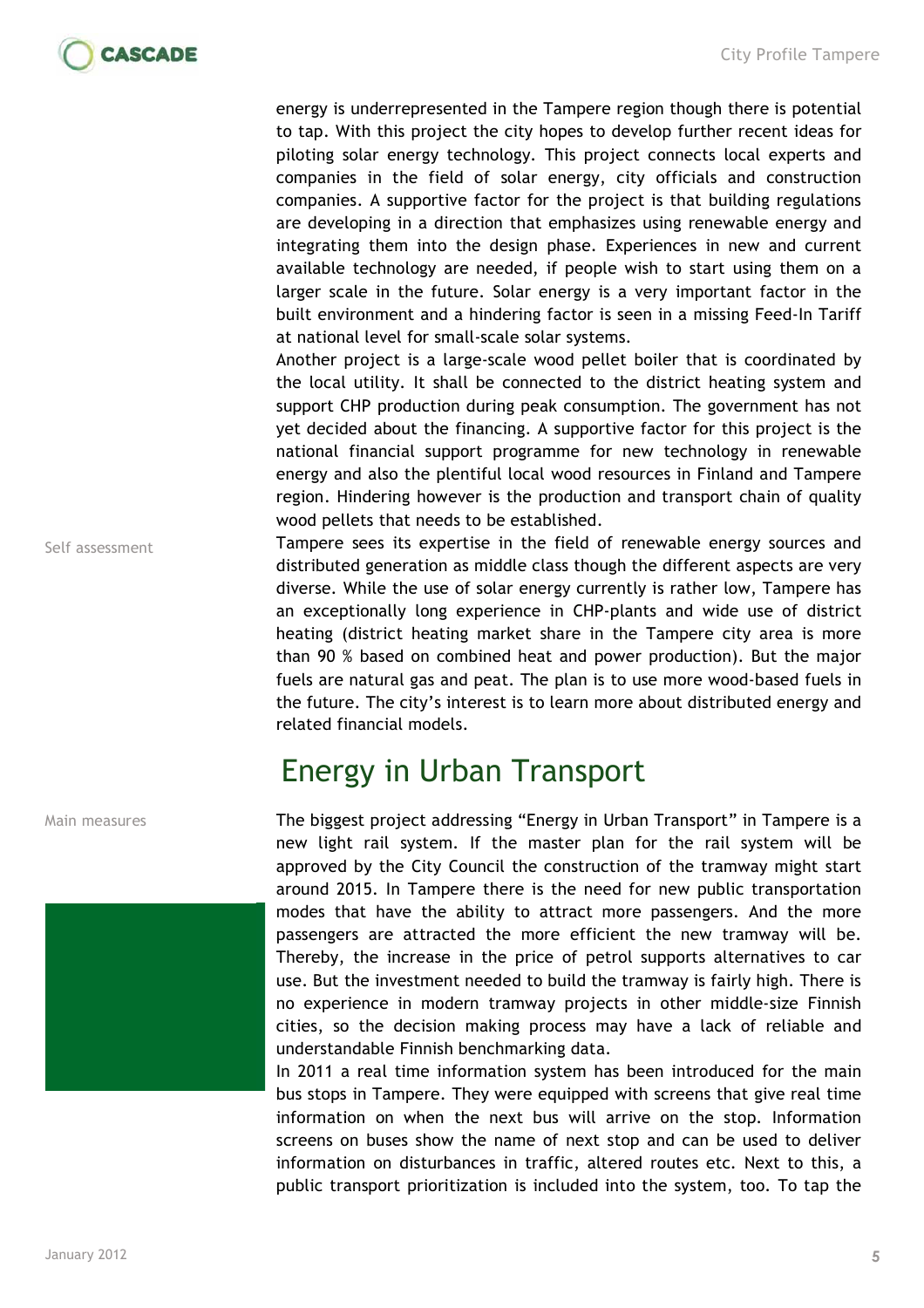energy is underrepresented in the Tampere region though there is potential to tap. With this project the city hopes to develop further recent ideas for piloting solar energy technology. This project connects local experts and companies in the field of solar energy, city officials and construction companies. A supportive factor for the project is that building regulations are developing in a direction that emphasizes using renewable energy and integrating them into the design phase. Experiences in new and current available technology are needed, if people wish to start using them on a larger scale in the future. Solar energy is a very important factor in the built environment and a hindering factor is seen in a missing Feed-In Tariff at national level for small-scale solar systems.

Another project is a large-scale wood pellet boiler that is coordinated by the local utility. It shall be connected to the district heating system and support CHP production during peak consumption. The government has not yet decided about the financing. A supportive factor for this project is the national financial support programme for new technology in renewable energy and also the plentiful local wood resources in Finland and Tampere region. Hindering however is the production and transport chain of quality wood pellets that needs to be established.

Self assessment

Tampere sees its expertise in the field of renewable energy sources and distributed generation as middle class though the different aspects are very diverse. While the use of solar energy currently is rather low, Tampere has an exceptionally long experience in CHP-plants and wide use of district heating (district heating market share in the Tampere city area is more than 90 % based on combined heat and power production). But the major fuels are natural gas and peat. The plan is to use more wood-based fuels in the future. The city's interest is to learn more about distributed energy and related financial models.

## Energy in Urban Transport

Main measures

The biggest project addressing "Energy in Urban Transport" in Tampere is a new light rail system. If the master plan for the rail system will be approved by the City Council the construction of the tramway might start around 2015. In Tampere there is the need for new public transportation modes that have the ability to attract more passengers. And the more passengers are attracted the more efficient the new tramway will be. Thereby, the increase in the price of petrol supports alternatives to car use. But the investment needed to build the tramway is fairly high. There is no experience in modern tramway projects in other middle-size Finnish cities, so the decision making process may have a lack of reliable and understandable Finnish benchmarking data.

In 2011 a real time information system has been introduced for the main bus stops in Tampere. They were equipped with screens that give real time information on when the next bus will arrive on the stop. Information screens on buses show the name of next stop and can be used to deliver information on disturbances in traffic, altered routes etc. Next to this, a public transport prioritization is included into the system, too. To tap the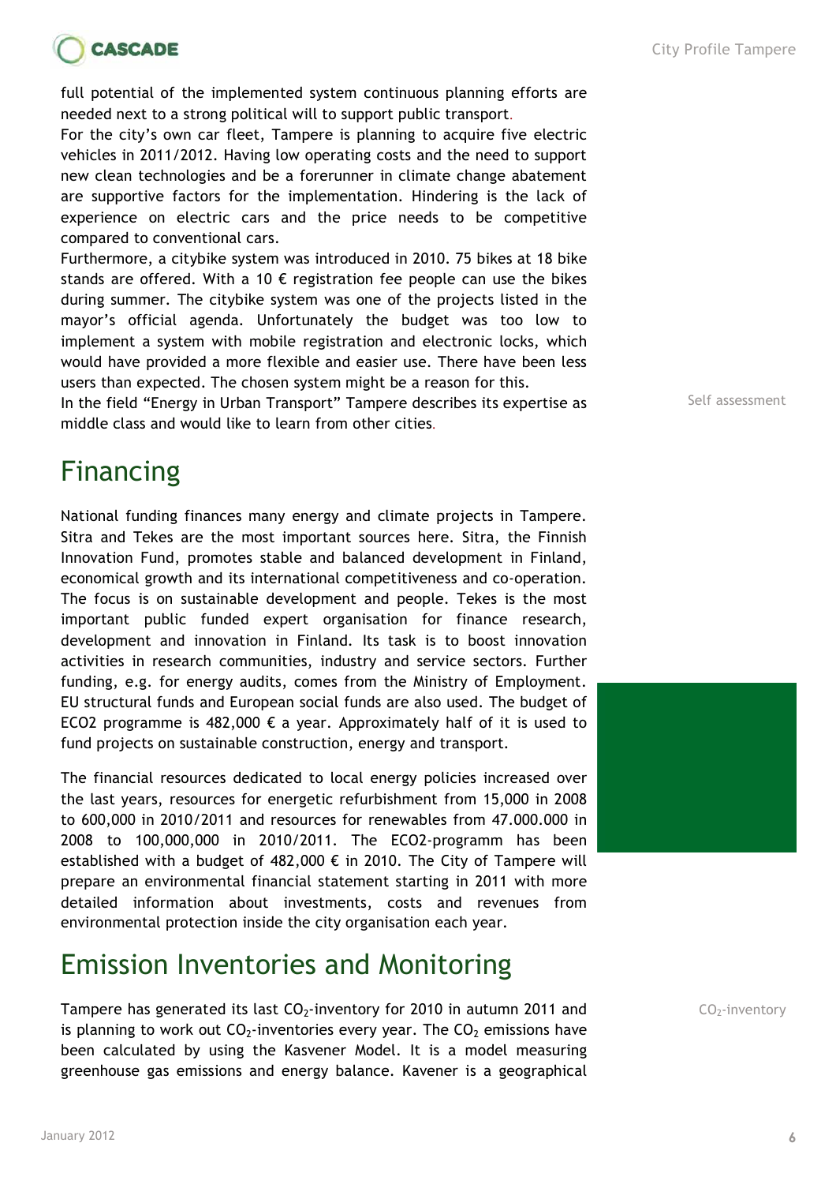full potential of the implemented system continuous planning efforts are needed next to a strong political will to support public transport.

For the city's own car fleet, Tampere is planning to acquire five electric vehicles in 2011/2012. Having low operating costs and the need to support new clean technologies and be a forerunner in climate change abatement are supportive factors for the implementation. Hindering is the lack of experience on electric cars and the price needs to be competitive compared to conventional cars.

Furthermore, a citybike system was introduced in 2010. 75 bikes at 18 bike stands are offered. With a 10 € registration fee people can use the bikes during summer. The citybike system was one of the projects listed in the mayor's official agenda. Unfortunately the budget was too low to implement a system with mobile registration and electronic locks, which would have provided a more flexible and easier use. There have been less users than expected. The chosen system might be a reason for this.

Self assessment

In the field "Energy in Urban Transport" Tampere describes its expertise as middle class and would like to learn from other cities.

# Financing

National funding finances many energy and climate projects in Tampere. Sitra and Tekes are the most important sources here. Sitra, the Finnish Innovation Fund, promotes stable and balanced development in Finland, economical growth and its international competitiveness and co-operation. The focus is on sustainable development and people. Tekes is the most important public funded expert organisation for finance research, development and innovation in Finland. Its task is to boost innovation activities in research communities, industry and service sectors. Further funding, e.g. for energy audits, comes from the Ministry of Employment. EU structural funds and European social funds are also used. The budget of ECO2 programme is 482,000 € a year. Approximately half of it is used to fund projects on sustainable construction, energy and transport.

The financial resources dedicated to local energy policies increased over the last years, resources for energetic refurbishment from 15,000 in 2008 to 600,000 in 2010/2011 and resources for renewables from 47.000.000 in 2008 to 100,000,000 in 2010/2011. The ECO2-programm has been established with a budget of 482,000 € in 2010. The City of Tampere will prepare an environmental financial statement starting in 2011 with more detailed information about investments, costs and revenues from environmental protection inside the city organisation each year.

# Emission Inventories and Monitoring

$CO_2$-inventory

Tampere has generated its last $CO_2$-inventory for 2010 in autumn 2011 and is planning to work out $CO_2$-inventories every year. The $CO_2$ emissions have been calculated by using the Kasvener Model. It is a model measuring greenhouse gas emissions and energy balance. Kavener is a geographical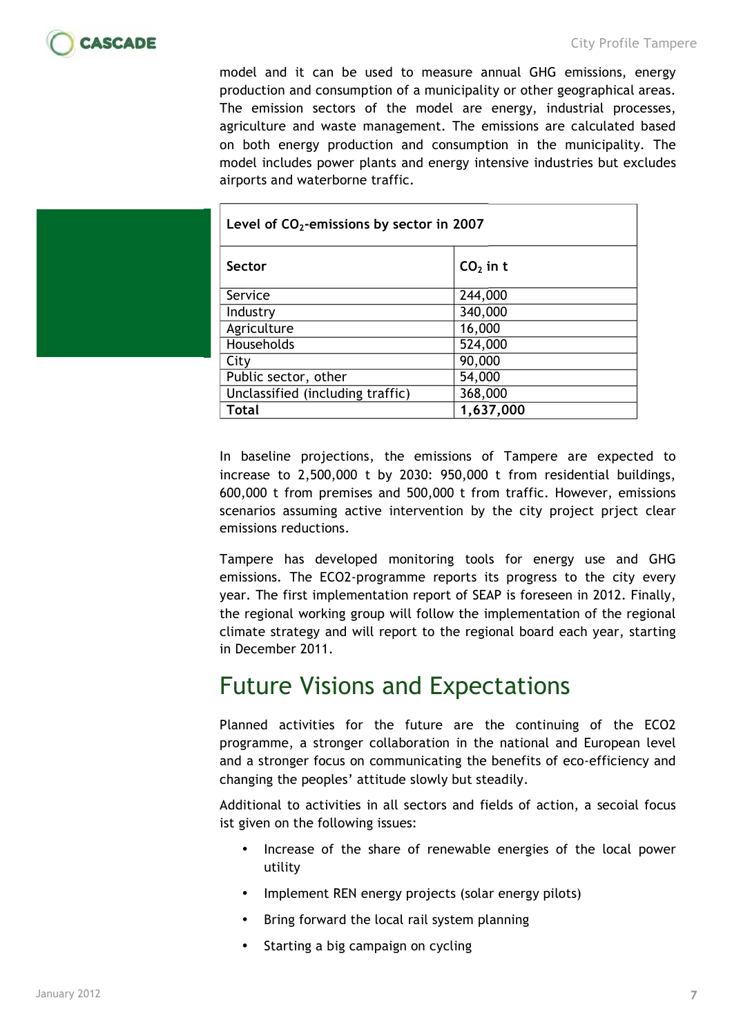model and it can be used to measure annual GHG emissions, energy production and consumption of a municipality or other geographical areas. The emission sectors of the model are energy, industrial processes, agriculture and waste management. The emissions are calculated based on both energy production and consumption in the municipality. The model includes power plants and energy intensive industries but excludes airports and waterborne traffic.

| **Level of $CO_2$-emissions by sector in 2007** | |
|---|---|
| **Sector** | **$CO_2$ in t** |
| Service | 244,000 |
| Industry | 340,000 |
| Agriculture | 16,000 |
| Households | 524,000 |
| City | 90,000 |
| Public sector, other | 54,000 |
| Unclassified (including traffic) | 368,000 |
| **Total** | **1,637,000** |

In baseline projections, the emissions of Tampere are expected to increase to 2,500,000 t by 2030: 950,000 t from residential buildings, 600,000 t from premises and 500,000 t from traffic. However, emissions scenarios assuming active intervention by the city project prject clear emissions reductions.

Tampere has developed monitoring tools for energy use and GHG emissions. The ECO2-programme reports its progress to the city every year. The first implementation report of SEAP is foreseen in 2012. Finally, the regional working group will follow the implementation of the regional climate strategy and will report to the regional board each year, starting in December 2011.

# Future Visions and Expectations

Planned activities for the future are the continuing of the ECO2 programme, a stronger collaboration in the national and European level and a stronger focus on communicating the benefits of eco-efficiency and changing the peoples' attitude slowly but steadily.

Additional to activities in all sectors and fields of action, a secoial focus ist given on the following issues:

- Increase of the share of renewable energies of the local power utility
- Implement REN energy projects (solar energy pilots)
- Bring forward the local rail system planning
- Starting a big campaign on cycling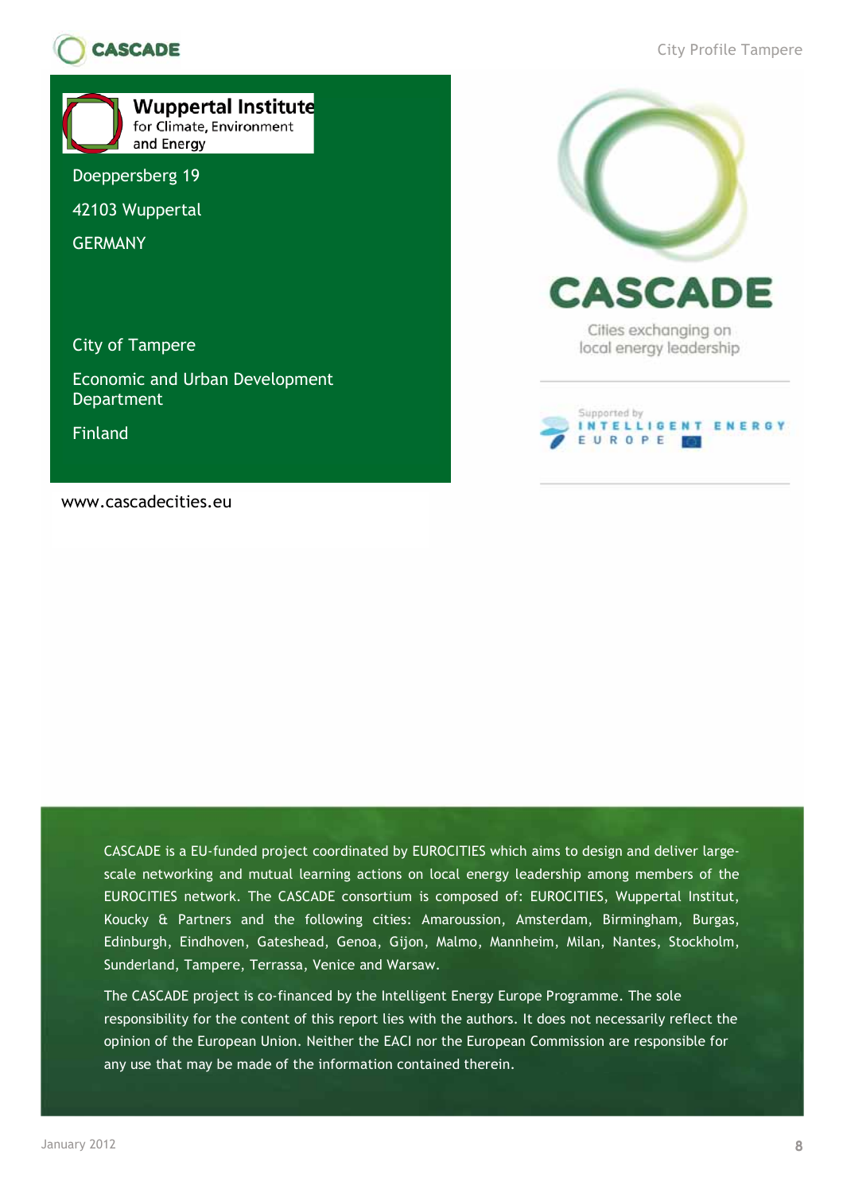**Wuppertal Institute**
for Climate, Environment
and Energy

Doeppersberg 19

42103 Wuppertal

GERMANY

City of Tampere

Economic and Urban Development Department

Finland

www.cascadecities.eu

CASCADE

Cities exchanging on local energy leadership

Supported by INTELLIGENT ENERGY EUROPE

CASCADE is a EU-funded project coordinated by EUROCITIES which aims to design and deliver large-scale networking and mutual learning actions on local energy leadership among members of the EUROCITIES network. The CASCADE consortium is composed of: EUROCITIES, Wuppertal Institut, Koucky & Partners and the following cities: Amaroussion, Amsterdam, Birmingham, Burgas, Edinburgh, Eindhoven, Gateshead, Genoa, Gijon, Malmo, Mannheim, Milan, Nantes, Stockholm, Sunderland, Tampere, Terrassa, Venice and Warsaw.

The CASCADE project is co-financed by the Intelligent Energy Europe Programme. The sole responsibility for the content of this report lies with the authors. It does not necessarily reflect the opinion of the European Union. Neither the EACI nor the European Commission are responsible for any use that may be made of the information contained therein.

January 2012